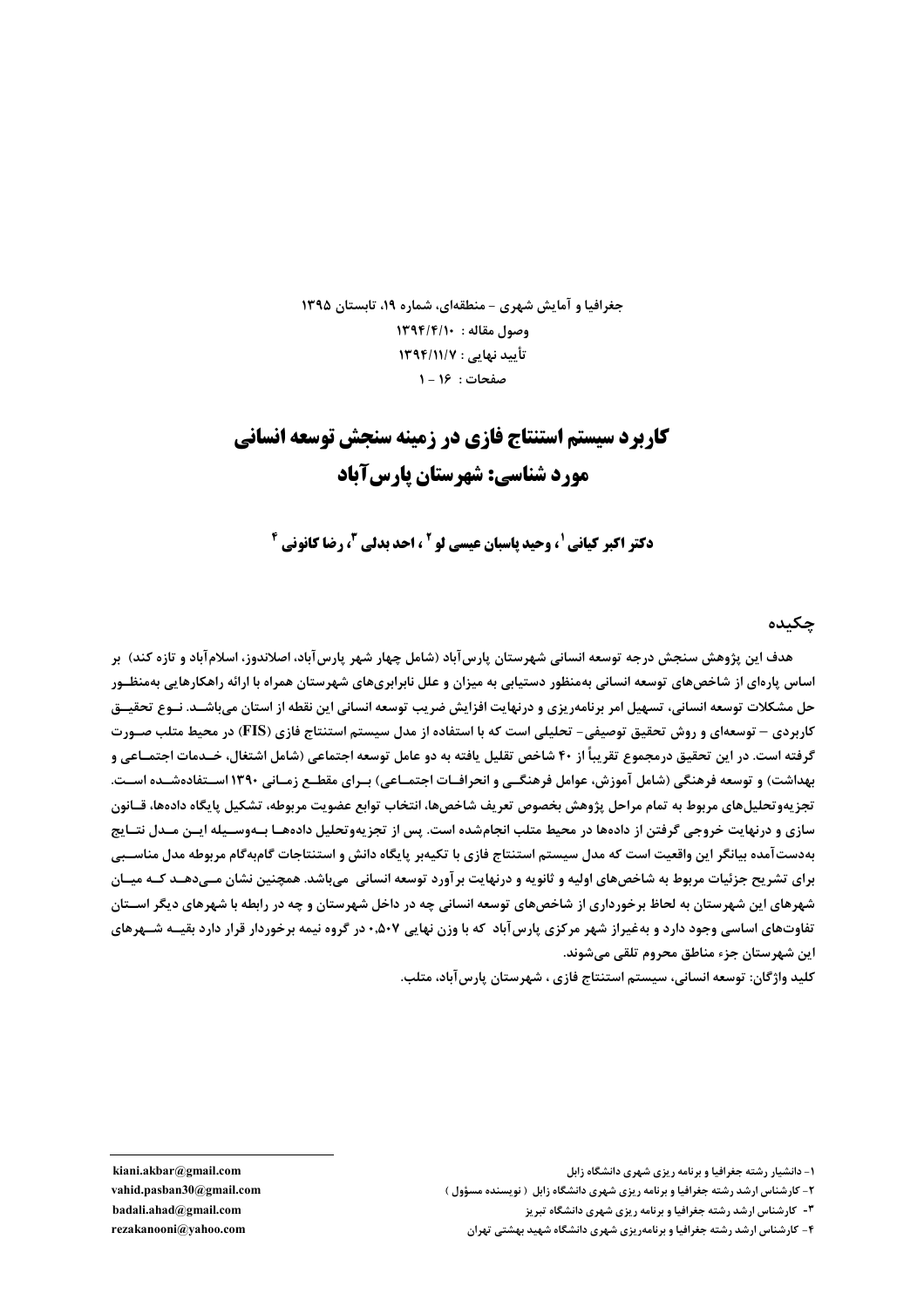جغرافیا و آمایش شهری - منطقه‌ای، شماره ۱۹، تابستان ۱۳۹۵

وصول مقاله : ۱۳۹۴/۴/۱۰

تأیید نهایی : ۱۳۹۴/۱۱/۷

صفحات : ۱۶ - ۱

# کاربرد سیستم استنتاج فازی در زمینه سنجش توسعه انسانی مورد شناسی: شهرستان پارس‌آباد

**دکتر اکبر کیانی [۱]، وحید پاسبان عیسی لو [۲]، احد بدلی [۳]، رضا کانونی [۴]**

## چکیده

هدف این پژوهش سنجش درجه توسعه انسانی شهرستان پارس‌آباد (شامل چهار شهر پارس‌آباد، اصلاندوز، اسلام‌آباد و تازه کند) بر اساس پاره‌ای از شاخص‌های توسعه انسانی به‌منظور دستیابی به میزان و علل نابرابری‌های شهرستان همراه با ارائه راهکارهایی به‌منظور حل مشکلات توسعه انسانی، تسهیل امر برنامه‌ریزی و درنهایت افزایش ضریب توسعه انسانی این نقطه از استان می‌باشد. نوع تحقیق کاربردی – توسعه‌ای و روش تحقیق توصیفی- تحلیلی است که با استفاده از مدل سیستم استنتاج فازی (FIS) در محیط متلب صورت گرفته است. در این تحقیق درمجموع تقریباً از ۴۰ شاخص تقلیل یافته به دو عامل توسعه اجتماعی (شامل اشتغال، خدمات اجتماعی و بهداشت) و توسعه فرهنگی (شامل آموزش، عوامل فرهنگی و انحرافات اجتماعی) برای مقطع زمانی ۱۳۹۰ استفاده‌شده است. تجزیه‌وتحلیل‌های مربوط به تمام مراحل پژوهش بخصوص تعریف شاخص‌ها، انتخاب توابع عضویت مربوطه، تشکیل پایگاه داده‌ها، قانون سازی و درنهایت خروجی گرفتن از داده‌ها در محیط متلب انجام‌شده است. پس از تجزیه‌وتحلیل داده‌ها به‌وسیله این مدل نتایج به‌دست‌آمده بیانگر این واقعیت است که مدل سیستم استنتاج فازی با تکیه‌بر پایگاه دانش و استنتاجات گام‌به‌گام مربوطه مدل مناسبی برای تشریح جزئیات مربوط به شاخص‌های اولیه و ثانویه و درنهایت برآورد توسعه انسانی می‌باشد. همچنین نشان می‌دهد که میان شهرهای این شهرستان به لحاظ برخورداری از شاخص‌های توسعه انسانی چه در داخل شهرستان و چه در رابطه با شهرهای دیگر استان تفاوت‌های اساسی وجود دارد و به‌غیراز شهر مرکزی پارس‌آباد که با وزن نهایی ۰,۵۰۷ در گروه نیمه برخوردار قرار دارد بقیه شهرهای این شهرستان جزء مناطق محروم تلقی می‌شوند.

**کلید واژگان:** توسعه انسانی، سیستم استنتاج فازی ، شهرستان پارس‌آباد، متلب.

---

۱- دانشیار رشته جغرافیا و برنامه ریزی شهری دانشگاه زابل — kiani.akbar@gmail.com

۲- کارشناس ارشد رشته جغرافیا و برنامه ریزی شهری دانشگاه زابل ( نویسنده مسؤول ) — vahid.pasban30@gmail.com

۳- کارشناس ارشد رشته جغرافیا و برنامه ریزی شهری دانشگاه تبریز — badali.ahad@gmail.com

۴- کارشناس ارشد رشته جغرافیا و برنامه‌ریزی شهری دانشگاه شهید بهشتی تهران — rezakanooni@yahoo.com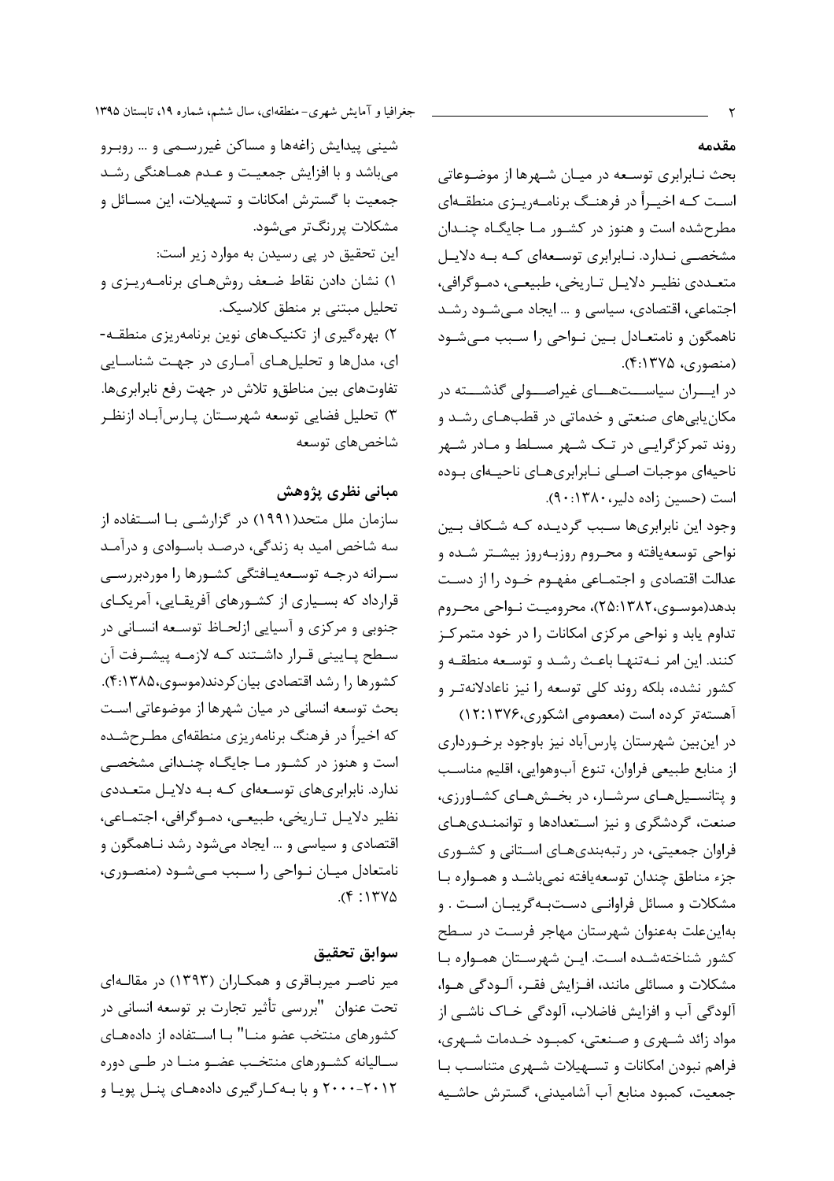## مقدمه

بحث نابرابری توسعه در میان شهرها از موضوعاتی است که اخیراً در فرهنگ برنامه‌ریزی منطقه‌ای مطرح‌شده است و هنوز در کشور ما جایگاه چندان مشخصی ندارد. نابرابری توسعه‌ای که به دلایل متعددی نظیر دلایل تاریخی، طبیعی، دموگرافی، اجتماعی، اقتصادی، سیاسی و ... ایجاد می‌شود رشد ناهمگون و نامتعادل بین نواحی را سبب می‌شود (منصوری، ۴:۱۳۷۵).

در ایران سیاست‌های غیراصولی گذشته در مکان‌یابی‌های صنعتی و خدماتی در قطب‌های رشد و روند تمرکزگرایی در تک شهر مسلط و مادر شهر ناحیه‌ای موجبات اصلی نابرابری‌های ناحیه‌ای بوده است (حسین زاده دلیر، ۹۰:۱۳۸۰).

وجود این نابرابری‌ها سبب گردیده که شکاف بین نواحی توسعه‌یافته و محروم روزبه‌روز بیشتر شده و عدالت اقتصادی و اجتماعی مفهوم خود را از دست بدهد(موسوی، ۲۵:۱۳۸۲)، محرومیت نواحی محروم تداوم یابد و نواحی مرکزی امکانات را در خود متمرکز کنند. این امر نه‌تنها باعث رشد و توسعه منطقه و کشور نشده، بلکه روند کلی توسعه را نیز ناعادلانه‌تر و آهسته‌تر کرده است (معصومی اشکوری، ۱۲:۱۳۷۶)

در این‌بین شهرستان پارس‌آباد نیز باوجود برخورداری از منابع طبیعی فراوان، تنوع آب‌وهوایی، اقلیم مناسب و پتانسیل‌های سرشار، در بخش‌های کشاورزی، صنعت، گردشگری و نیز استعدادها و توانمندی‌های فراوان جمعیتی، در رتبه‌بندی‌های استانی و کشوری جزء مناطق چندان توسعه‌یافته نمی‌باشد و همواره با مشکلات و مسائل فراوانی دست‌به‌گریبان است . و به‌این‌علت به‌عنوان شهرستان مهاجر فرست در سطح کشور شناخته‌شده است. این شهرستان همواره با مشکلات و مسائلی مانند، افزایش فقر، آلودگی هوا، آلودگی آب و افزایش فاضلاب، آلودگی خاک ناشی از مواد زائد شهری و صنعتی، کمبود خدمات شهری، فراهم نبودن امکانات و تسهیلات شهری متناسب با جمعیت، کمبود منابع آب آشامیدنی، گسترش حاشیه شینی پیدایش زاغه‌ها و مساکن غیررسمی و ... روبرو می‌باشد و با افزایش جمعیت و عدم هماهنگی رشد جمعیت با گسترش امکانات و تسهیلات، این مسائل و مشکلات پررنگ‌تر می‌شود.

این تحقیق در پی رسیدن به موارد زیر است:

۱) نشان دادن نقاط ضعف روش‌های برنامه‌ریزی و تحلیل مبتنی بر منطق کلاسیک.

۲) بهره‌گیری از تکنیک‌های نوین برنامه‌ریزی منطقه-ای، مدل‌ها و تحلیل‌های آماری در جهت شناسایی تفاوت‌های بین مناطق و تلاش در جهت رفع نابرابری‌ها.

۳) تحلیل فضایی توسعه شهرستان پارس‌آباد ازنظر شاخص‌های توسعه

## مبانی نظری پژوهش

سازمان ملل متحد(۱۹۹۱) در گزارشی با استفاده از سه شاخص امید به زندگی، درصد باسوادی و درآمد سرانه درجه توسعه‌یافتگی کشورها را موردبررسی قرارداد که بسیاری از کشورهای آفریقایی، آمریکای جنوبی و مرکزی و آسیایی ازلحاظ توسعه انسانی در سطح پایینی قرار داشتند که لازمه پیشرفت آن کشورها را رشد اقتصادی بیان‌کردند(موسوی، ۴:۱۳۸۵).

بحث توسعه انسانی در میان شهرها از موضوعاتی است که اخیراً در فرهنگ برنامه‌ریزی منطقه‌ای مطرح‌شده است و هنوز در کشور ما جایگاه چندانی مشخصی ندارد. نابرابری‌های توسعه‌ای که به دلایل متعددی نظیر دلایل تاریخی، طبیعی، دموگرافی، اجتماعی، اقتصادی و سیاسی و ... ایجاد می‌شود رشد ناهمگون و نامتعادل میان نواحی را سبب می‌شود (منصوری، ۴: ۱۳۷۵).

## سوابق تحقیق

میر ناصر میرباقری و همکاران (۱۳۹۳) در مقاله‌ای تحت عنوان "بررسی تأثیر تجارت بر توسعه انسانی در کشورهای منتخب عضو منا" با استفاده از داده‌های سالیانه کشورهای منتخب عضو منا در طی دوره ۲۰۱۲-۲۰۰۰ و با به‌کارگیری داده‌های پنل پویا و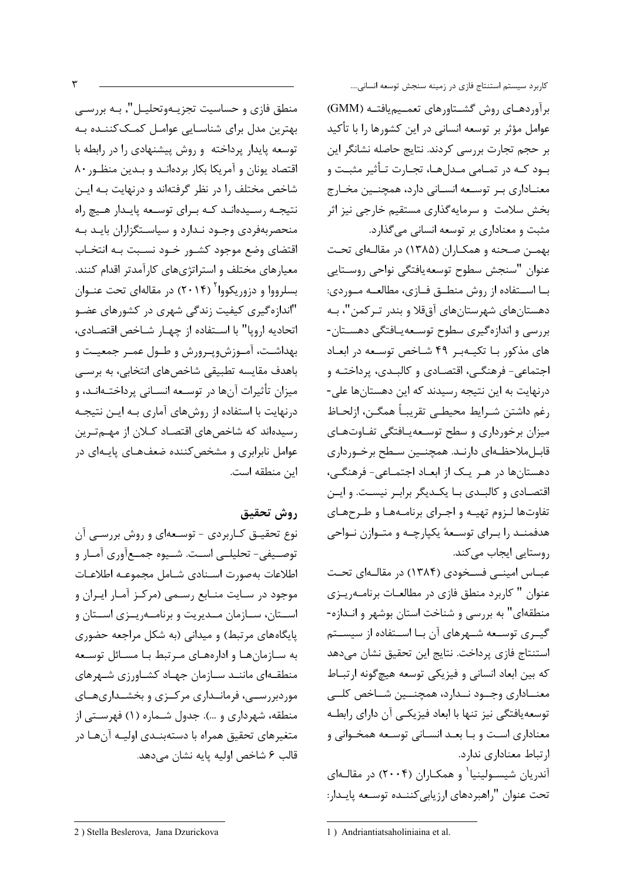برآوردهای روش گشتاورهای تعمیم‌یافته (GMM) عوامل مؤثر بر توسعه انسانی در این کشورها را با تأکید بر حجم تجارت بررسی کردند. نتایج حاصله نشانگر این بود که در تمامی مدل‌ها، تجارت تأثیر مثبت و معناداری بر توسعه انسانی دارد، همچنین مخارج بخش سلامت و سرمایه‌گذاری مستقیم خارجی نیز اثر مثبت و معناداری بر توسعه انسانی می‌گذارد.

بهمن صحنه و همکاران (۱۳۸۵) در مقاله‌ای تحت عنوان "سنجش سطوح توسعه‌یافتگی نواحی روستایی با استفاده از روش منطق فازی، مطالعه موردی: دهستان‌های شهرستان‌های آق‌قلا و بندر ترکمن"، به بررسی و اندازه‌گیری سطوح توسعه‌یافتگی دهستان‌های مذکور با تکیه‌بر ۴۹ شاخص توسعه در ابعاد اجتماعی- فرهنگی، اقتصادی و کالبدی، پرداخته و درنهایت به این نتیجه رسیدند که این دهستان‌ها علی‌رغم داشتن شرایط محیطی تقریباً همگن، ازلحاظ میزان برخورداری و سطح توسعه‌یافتگی تفاوت‌های قابل‌ملاحظه‌ای دارند. همچنین سطح برخورداری دهستان‌ها در هر یک از ابعاد اجتماعی- فرهنگی، اقتصادی و کالبدی با یکدیگر برابر نیست. و این تفاوت‌ها لزوم تهیه و اجرای برنامه‌ها و طرح‌های هدفمند را برای توسعهٔ یکپارچه و متوازن نواحی روستایی ایجاب می‌کند.

عباس امینی فسخودی (۱۳۸۴) در مقاله‌ای تحت عنوان " کاربرد منطق فازی در مطالعات برنامه‌ریزی منطقه‌ای" به بررسی و شناخت استان بوشهر و اندازه‌گیری توسعه شهرهای آن با استفاده از سیستم استنتاج فازی پرداخت. نتایج این تحقیق نشان می‌دهد که بین ابعاد انسانی و فیزیکی توسعه هیچ‌گونه ارتباط معناداری وجود ندارد، همچنین شاخص کلی توسعه‌یافتگی نیز تنها با ابعاد فیزیکی آن دارای رابطه معناداری است و با بعد انسانی توسعه همخوانی و ارتباط معناداری ندارد.

آندریان شیسولینیا[1] و همکاران (۲۰۰۴) در مقاله‌ای تحت عنوان "راهبردهای ارزیابی‌کننده توسعه پایدار: منطق فازی و حساسیت تجزیه‌وتحلیل"، به بررسی بهترین مدل برای شناسایی عوامل کمک‌کننده به توسعه پایدار پرداخته و روش پیشنهادی را در رابطه با اقتصاد یونان و آمریکا بکار برده‌اند و بدین منظور ۸۰ شاخص مختلف را در نظر گرفته‌اند و درنهایت به این نتیجه رسیده‌اند که برای توسعه پایدار هیچ راه منحصربه‌فردی وجود ندارد و سیاستگزاران باید به اقتضای وضع موجود کشور خود نسبت به انتخاب معیارهای مختلف و استراتژی‌های کارآمدتر اقدام کنند.

بسلرووا و دزوریکووا[2] (۲۰۱۴) در مقاله‌ای تحت عنوان "اندازه‌گیری کیفیت زندگی شهری در کشورهای عضو اتحادیه اروپا" با استفاده از چهار شاخص اقتصادی، بهداشت، آموزش‌وپرورش و طول عمر جمعیت و باهدف مقایسه تطبیقی شاخص‌های انتخابی، به بررسی میزان تأثیرات آن‌ها در توسعه انسانی پرداخته‌اند، و درنهایت با استفاده از روش‌های آماری به این نتیجه رسیده‌اند که شاخص‌های اقتصاد کلان از مهم‌ترین عوامل نابرابری و مشخص‌کننده ضعف‌های پایه‌ای در این منطقه است.

## روش تحقیق

نوع تحقیق کاربردی - توسعه‌ای و روش بررسی آن توصیفی- تحلیلی است. شیوه جمع‌آوری آمار و اطلاعات اسنادی شامل مجموعه اطلاعات موجود در سایت منابع رسمی (مرکز آمار ایران و استان، سازمان مدیریت و برنامه‌ریزی استان و پایگاه‌های مرتبط) و میدانی (به شکل مراجعه حضوری به سازمان‌ها و اداره‌های مرتبط با مسائل توسعه منطقه‌ای مانند سازمان جهاد کشاورزی شهرهای موردبررسی، فرمانداری مرکزی و بخشداری‌های منطقه، شهرداری و ...). جدول شماره (۱) فهرستی از متغیرهای تحقیق همراه با دسته‌بندی اولیه آن‌ها در قالب ۶ شاخص اولیه پایه نشان می‌دهد.

---

1 ) Andriantiatsaholiniaina et al.

2 ) Stella Beslerova, Jana Dzurickova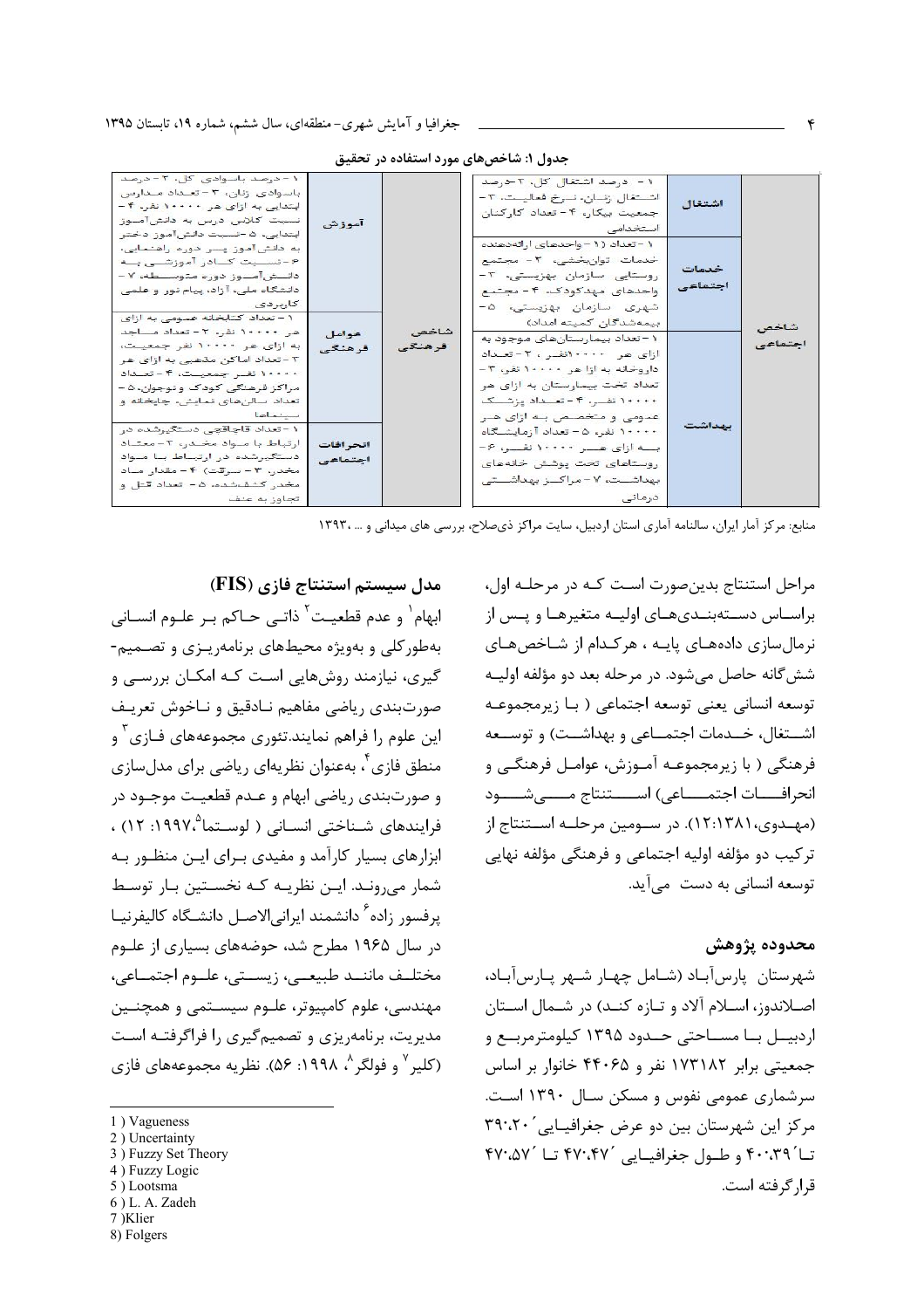جدول ۱: شاخص‌های مورد استفاده در تحقیق

| | | |
|---|---|---|
| شاخص اجتماعی | اشتغال | ۱ - درصد اشتغال کل، ۲-درصد اشتغال زنان، نرخ فعالیت، ۳ - جمعیت بیکار، ۴ - تعداد کارکنان استخدامی |
| | خدمات اجتماعی | ۱ - تعداد (۱ - واحدهای ارائه‌دهنده خدمات توان‌بخشی، ۳ - مجتمع روستایی سازمان بهزیستی، ۳ - واحدهای مهدکودک، ۴ - مجتمع شهری سازمان بهزیستی، ۵ - بیمه‌شدگان کمیته امداد) |
| | بهداشت | ۱ - تعداد بیمارستان‌های موجود به ازای هر ۱۰۰۰۰۰نفر، ۲ - تعداد داروخانه به ازا هر ۱۰۰۰۰ نفر، ۳ - تعداد تخت بیمارستان به ازای هر ۱۰۰۰۰ نفر، ۴ - تعداد پزشک عمومی و متخصص به ازای هر ۱۰۰۰۰ نفر، ۵ - تعداد آزمایشگاه به ازای هر ۱۰۰۰۰ نفر، ۶ - روستاهای تحت پوشش خانه‌های بهداشت، ۷ - مراکز بهداشتی درمانی |
| شاخص فرهنگی | آموزش | ۱ - درصد باسوادی کل، ۲ - درصد باسوادی زنان، ۳ - تعداد مدارس ابتدایی به ازای هر ۱۰۰۰۰ نفر، ۴ - نسبت کلاس درس به دانش‌آموز ابتدایی، ۵ - نسبت دانش‌آموز دختر به دانش‌آموز پسر دوره راهنمایی، ۶ - نسبت کادر آموزشی به دانش‌آموز دوره متوسطه، ۷ - دانشگاه ملی، آزاد، پیام نور و علمی کاربردی |
| | عوامل فرهنگی | ۱ - تعداد کتابخانه عمومی به ازای هر ۱۰۰۰۰۰ نفر، ۲ - تعداد مساجد به ازای هر ۱۰۰۰۰ نفر جمعیت، ۳ - تعداد اماکن مذهبی به ازای هر ۱۰۰۰۰ نفر جمعیت، ۴ - تعداد مراکز فرهنگی کودک و نوجوان، ۵ - تعداد سالن‌های نمایش، چاپخانه و سینماها |
| | انحرافات اجتماعی | ۱ - تعداد قاچاقچی دستگیرشده در ارتباط با مواد مخدر، ۲ - معتاد دستگیرشده در ارتباط با مواد مخدر، ۳ - سرقت) ۴ - مقدار مواد مخدر کشف‌شده، ۵ - تعداد قتل و تجاوز به عنف |

منابع: مرکز آمار ایران، سالنامه آماری استان اردبیل، سایت مراکز ذی‌صلاح، بررسی های میدانی و ... ۱۳۹۳،

مراحل استنتاج بدین‌صورت است که در مرحله اول، براساس دسته‌بندی‌های اولیه متغیرها و پس از نرمال‌سازی داده‌های پایه ، هرکدام از شاخص‌های شش‌گانه حاصل می‌شود. در مرحله بعد دو مؤلفه اولیه توسعه انسانی یعنی توسعه اجتماعی ( با زیرمجموعه اشتغال، خدمات اجتماعی و بهداشت) و توسعه فرهنگی ( با زیرمجموعه آموزش، عوامل فرهنگی و انحرافات اجتماعی) استنتاج می‌شود (مهدوی،۱۳۸۱:۱۲). در سومین مرحله استنتاج از ترکیب دو مؤلفه اولیه اجتماعی و فرهنگی مؤلفه نهایی توسعه انسانی به دست می‌آید.

## محدوده پژوهش

شهرستان پارس‌آباد (شامل چهار شهر پارس‌آباد، اصلاندوز، اسلام آلاد و تازه کند) در شمال استان اردبیل با مساحتی حدود ۱۳۹۵ کیلومترمربع و جمعیتی برابر ۱۷۳۱۸۲ نفر و ۴۴۰۶۵ خانوار بر اساس سرشماری عمومی نفوس و مسکن سال ۱۳۹۰ است. مرکز این شهرستان بین دو عرض جغرافیایی ۳۹،۲۰´ تا ۴۰،۳۹´ و طول جغرافیایی ۴۷،۴۷´ تا ۴۷،۵۷´ قرارگرفته است.

## مدل سیستم استنتاج فازی (FIS)

ابهام[1] و عدم قطعیت[2] ذاتی حاکم بر علوم انسانی به‌طورکلی و به‌ویژه محیط‌های برنامه‌ریزی و تصمیم‌گیری، نیازمند روش‌هایی است که امکان بررسی و صورت‌بندی ریاضی مفاهیم نادقیق و ناخوش تعریف این علوم را فراهم نمایند.تئوری مجموعه‌های فازی[3] و منطق فازی[4]، به‌عنوان نظریه‌ای ریاضی برای مدل‌سازی و صورت‌بندی ریاضی ابهام و عدم قطعیت موجود در فرایندهای شناختی انسانی ( لوستما[5]،۱۹۹۷: ۱۲) ، ابزارهای بسیار کارآمد و مفیدی برای این منظور به شمار می‌روند. این نظریه که نخستین بار توسط پرفسور زاده[6] دانشمند ایرانی‌الاصل دانشگاه کالیفرنیا در سال ۱۹۶۵ مطرح شد، حوضه‌های بسیاری از علوم مختلف مانند طبیعی، زیستی، علوم اجتماعی، مهندسی، علوم کامپیوتر، علوم سیستمی و همچنین مدیریت، برنامه‌ریزی و تصمیم‌گیری را فراگرفته است (کلیر[7] و فولگر[8]، ۱۹۹۸: ۵۶). نظریه مجموعه‌های فازی

---

1 ) Vagueness
2 ) Uncertainty
3 ) Fuzzy Set Theory
4 ) Fuzzy Logic
5 ) Lootsma
6 ) L. A. Zadeh
7 )Klier
8) Folgers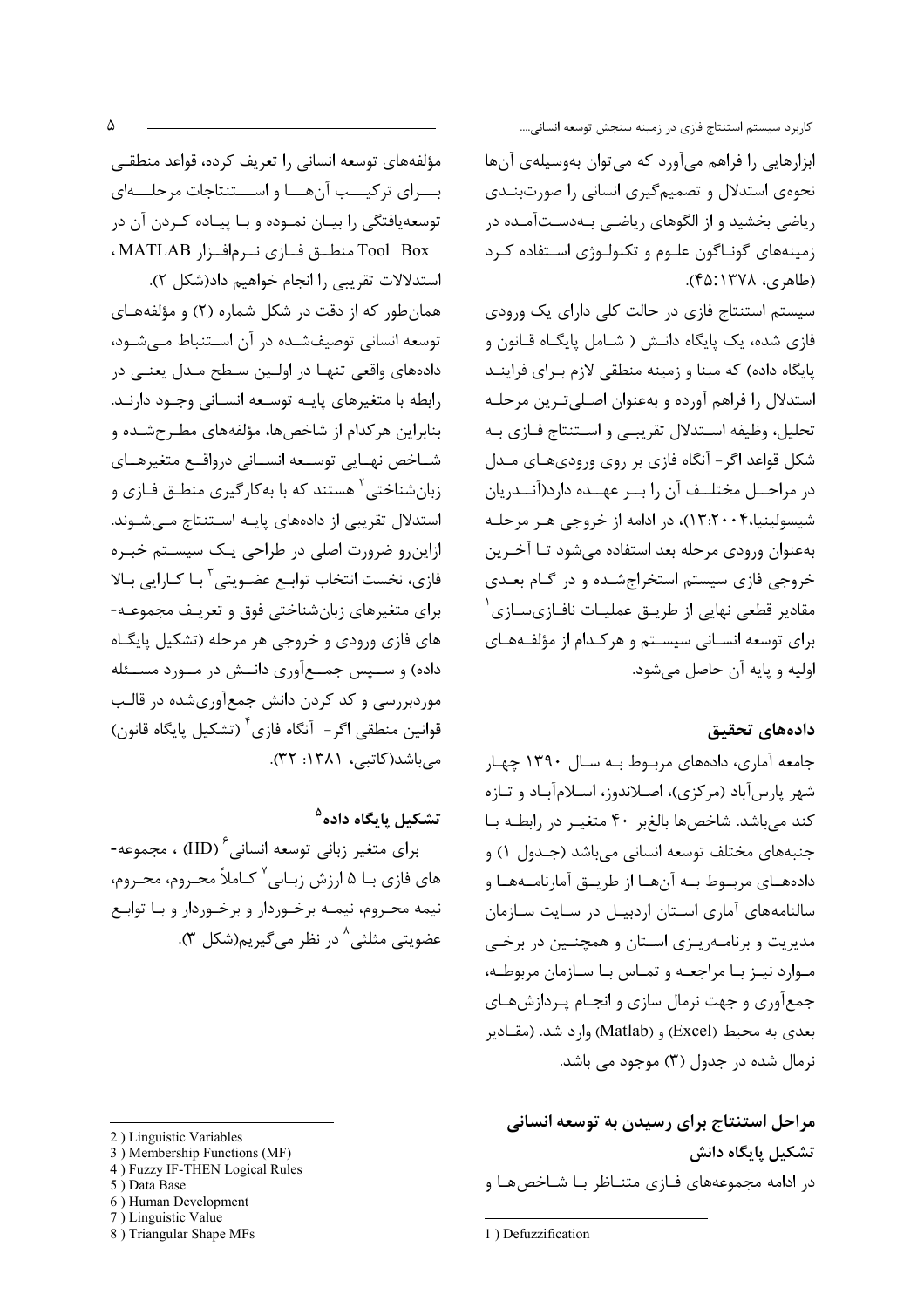ابزارهایی را فراهم می‌آورد که می‌توان به‌وسیله‌ی آن‌ها نحوه‌ی استدلال و تصمیم‌گیری انسانی را صورت‌بندی ریاضی بخشید و از الگوهای ریاضی به‌دست‌آمده در زمینه‌های گوناگون علوم و تکنولوژی استفاده کرد (طاهری، ۱۳۷۸:۴۵).

سیستم استنتاج فازی در حالت کلی دارای یک ورودی فازی شده، یک پایگاه دانش ( شامل پایگاه قانون و پایگاه داده) که مبنا و زمینه منطقی لازم برای فرایند استدلال را فراهم آورده و به‌عنوان اصلی‌ترین مرحله تحلیل، وظیفه استدلال تقریبی و استنتاج فازی به شکل قواعد اگر- آنگاه فازی بر روی ورودی‌های مدل در مراحل مختلف آن را بر عهده دارد(آندریان شیسولینیا،۲۰۰۴:۱۳)، در ادامه از خروجی هر مرحله به‌عنوان ورودی مرحله بعد استفاده می‌شود تا آخرین خروجی فازی سیستم استخراج‌شده و در گام بعدی مقادیر قطعی نهایی از طریق عملیات نافازی‌سازی[1] برای توسعه انسانی سیستم و هرکدام از مؤلفه‌های اولیه و پایه آن حاصل می‌شود.

## داده‌های تحقیق

جامعه آماری، داده‌های مربوط به سال ۱۳۹۰ چهار شهر پارس‌آباد (مرکزی)، اصلاندوز، اسلام‌آباد و تازه کند می‌باشد. شاخص‌ها بالغبر ۴۰ متغیر در رابطه با جنبه‌های مختلف توسعه انسانی می‌باشد (جدول ۱) و داده‌های مربوط به آن‌ها از طریق آمارنامه‌ها و سالنامه‌های آماری استان اردبیل در سایت سازمان مدیریت و برنامه‌ریزی استان و همچنین در برخی موارد نیز با مراجعه و تماس با سازمان مربوطه، جمع‌آوری و جهت نرمال سازی و انجام پردازش‌های بعدی به محیط (Excel) و (Matlab) وارد شد. (مقادیر نرمال شده در جدول (۳) موجود می باشد.

## مراحل استنتاج برای رسیدن به توسعه انسانی

### تشکیل پایگاه دانش

در ادامه مجموعه‌های فازی متناظر با شاخص‌ها و مؤلفه‌های توسعه انسانی را تعریف کرده، قواعد منطقی برای ترکیب آن‌ها و استنتاجات مرحله‌ای توسعه‌یافتگی را بیان نموده و با پیاده کردن آن در Tool Box منطق فازی نرم‌افزار MATLAB ، استدلالات تقریبی را انجام خواهیم داد(شکل ۲).

همان‌طور که از دقت در شکل شماره (۲) و مؤلفه‌های توسعه انسانی توصیف‌شده در آن استنباط می‌شود، داده‌های واقعی تنها در اولین سطح مدل یعنی در رابطه با متغیرهای پایه توسعه انسانی وجود دارند. بنابراین هرکدام از شاخص‌ها، مؤلفه‌های مطرح‌شده و شاخص نهایی توسعه انسانی درواقع متغیرهای زبان‌شناختی[2] هستند که با به‌کارگیری منطق فازی و استدلال تقریبی از داده‌های پایه استنتاج می‌شوند. ازاین‌رو ضرورت اصلی در طراحی یک سیستم خبره فازی، نخست انتخاب توابع عضویتی[3] با کارایی بالا برای متغیرهای زبان‌شناختی فوق و تعریف مجموعه‌های فازی ورودی و خروجی هر مرحله (تشکیل پایگاه داده) و سپس جمع‌آوری دانش در مورد مسئله موردبررسی و کد کردن دانش جمع‌آوری‌شده در قالب قوانین منطقی اگر- آنگاه فازی[4] (تشکیل پایگاه قانون) می‌باشد(کاتبی، ۱۳۸۱: ۳۲).

### تشکیل پایگاه داده[5]

برای متغیر زبانی توسعه انسانی[6] (HD) ، مجموعه‌های فازی با ۵ ارزش زبانی[7] کاملاً محروم، محروم، نیمه محروم، نیمه برخوردار و برخوردار و با توابع عضویتی مثلثی[8] در نظر می‌گیریم(شکل ۳).

---

1 ) Defuzzification

2 ) Linguistic Variables

3 ) Membership Functions (MF)

4 ) Fuzzy IF-THEN Logical Rules

5 ) Data Base

6 ) Human Development

7 ) Linguistic Value

8 ) Triangular Shape MFs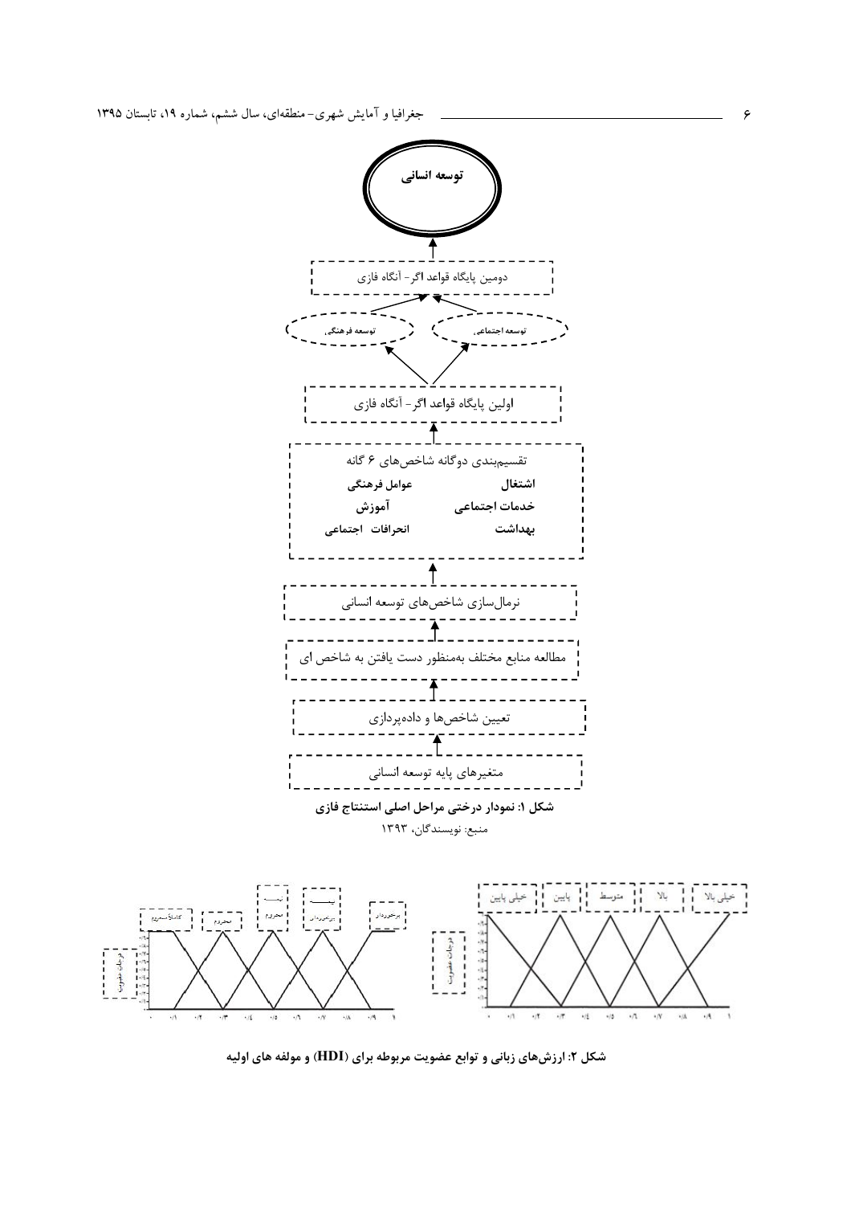توسعه انسانی

دومین پایگاه قواعد اگر- آنگاه فازی

توسعه فرهنگی

توسعه اجتماعی

اولین پایگاه قواعد اگر- آنگاه فازی

تقسیم‌بندی دوگانه شاخص‌های ۶ گانه

اشتغال

عوامل فرهنگی

خدمات اجتماعی

آموزش

بهداشت

انحرافات اجتماعی

نرمال‌سازی شاخص‌های توسعه انسانی

مطالعه منابع مختلف به‌منظور دست یافتن به شاخص ای

تعیین شاخص‌ها و داده‌پردازی

متغیرهای پایه توسعه انسانی

**شکل ۱: نمودار درختی مراحل اصلی استنتاج فازی**

منبع: نویسندگان، ۱۳۹۳

خیلی بالا

بالا

متوسط

پایین

خیلی پایین

درجات عضویت

برخوردار

نیمه برخوردار

نیمه محروم

محروم

کاملاً محروم

درجات عضویت

۰ ۰/۱ ۰/۲ ۰/۳ ۰/۴ ۰/۵ ۰/۶ ۰/۷ ۰/۸ ۰/۹ ۱

**شکل ۲: ارزش‌های زبانی و توابع عضویت مربوطه برای (HDI) و مولفه های اولیه**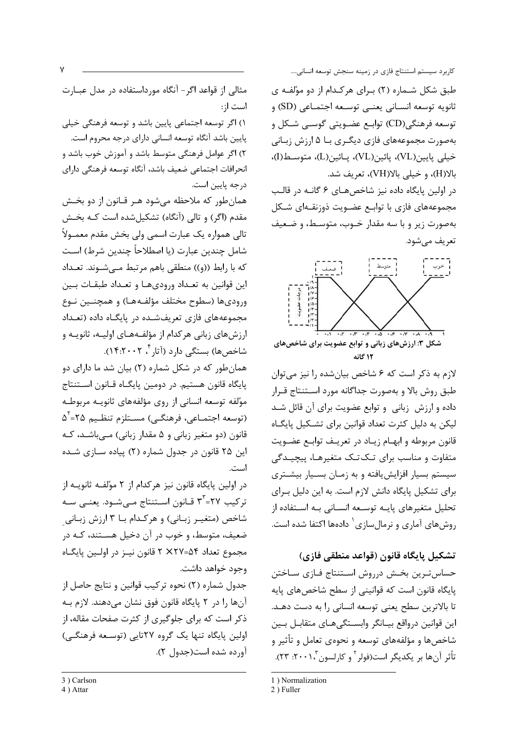طبق شکل شماره (۲) برای هرکدام از دو مؤلفه ی ثانویه توسعه انسانی یعنی توسعه اجتماعی (SD) و توسعه فرهنگی(CD) توابع عضویتی گوسی شکل و به‌صورت مجموعه‌های فازی دیگری با ۵ ارزش زبانی خیلی پایین(VL)، پائین(VL)، پائین(L)، متوسط(I)، بالا(H)، و خیلی بالا(VH)، تعریف شد.

در اولین پایگاه داده نیز شاخص‌های ۶ گانه در قالب مجموعه‌های فازی با توابع عضویت ذوزنقه‌ای شکل به‌صورت زیر و با سه مقدار خوب، متوسط، و ضعیف تعریف می‌شود.

ضعیف
متوسط
خوب
درجات عضویت
۱
۰/۹
۰/۸
۰/۷
۰/۶
۰/۵
۰/۴
۰/۳
۰/۲
۰/۱
۰ ۰/۱ ۰/۲ ۰/۳ ۰/۴ ۰/۵ ۰/۶ ۰/۷ ۰/۸ ۰/۹ ۱

**شکل ۳: ارزش‌های زبانی و توابع عضویت برای شاخص‌های ۱۲ گانه**

لازم به ذکر است که ۶ شاخص بیان‌شده را نیز می‌توان طبق روش بالا و به‌صورت جداگانه مورد استنتاج قرار داده و ارزش زبانی و توابع عضویت برای آن قائل شد لیکن به دلیل کثرت تعداد قوانین برای تشکیل پایگاه قانون مربوطه و ابهام زیاد در تعریف توابع عضویت متفاوت و مناسب برای تک‌تک متغیرها، پیچیدگی سیستم بسیار افزایش‌یافته و به زمان بسیار بیشتری برای تشکیل پایگاه دانش لازم است. به این دلیل برای تحلیل متغیرهای پایه توسعه انسانی به استفاده از روش‌های آماری و نرمال‌سازی[1] داده‌ها اکتفا شده است.

## تشکیل پایگاه قانون (قواعد منطقی فازی)

حساس‌ترین بخش درروش استنتاج فازی ساختن پایگاه قانون است که قوانینی از سطح شاخص‌های پایه تا بالاترین سطح یعنی توسعه انسانی را به دست دهد. این قوانین درواقع بیانگر وابستگی‌های متقابل بین شاخص‌ها و مؤلفه‌های توسعه و نحوه‌ی تعامل و تأثیر و تأثر آن‌ها بر یکدیگر است(فولر[2] و کارلسون[3]،۲۰۰۱: ۲۳).

مثالی از قواعد اگر- آنگاه مورداستفاده در مدل عبارت است از:

۱) اگر توسعه اجتماعی پایین باشد و توسعه فرهنگی خیلی پایین باشد آنگاه توسعه انسانی دارای درجه محروم است.

۲) اگر عوامل فرهنگی متوسط باشد و آموزش خوب باشد و انحرافات اجتماعی ضعیف باشد، آنگاه توسعه فرهنگی دارای درجه پایین است.

همان‌طور که ملاحظه می‌شود هر قانون از دو بخش مقدم (اگر) و تالی (آنگاه) تشکیل‌شده است که بخش تالی همواره یک عبارت اسمی ولی بخش مقدم معمولاً شامل چندین عبارت (یا اصطلاحاً چندین شرط) است که با رابط ((و)) منطقی باهم مرتبط می‌شوند. تعداد این قوانین به تعداد ورودی‌ها و تعداد طبقات بین ورودی‌ها (سطوح مختلف مؤلفه‌ها) و همچنین نوع مجموعه‌های فازی تعریف‌شده در پایگاه داده (تعداد ارزش‌های زبانی هرکدام از مؤلفه‌های اولیه، ثانویه و شاخص‌ها) بستگی دارد (آتار[4]، ۲۰۰۲:۱۴).

همان‌طور که در شکل شماره (۲) بیان شد ما دارای دو پایگاه قانون هستیم. در دومین پایگاه قانون استنتاج مؤلفه توسعه انسانی از روی مؤلفه‌های ثانویه مربوطه (توسعه اجتماعی، فرهنگی) مستلزم تنظیم $۲۵=۵^۲$ قانون (دو متغیر زبانی و ۵ مقدار زبانی) می‌باشد، که این ۲۵ قانون در جدول شماره (۲) پیاده سازی شده است.

در اولین پایگاه قانون نیز هرکدام از ۲ مؤلفه ثانویه از ترکیب $۲۷=۳^۳$ قانون استنتاج می‌شود. یعنی سه شاخص (متغیر زبانی) و هرکدام با ۳ ارزش زبانی ضعیف، متوسط، و خوب در آن دخیل هستند، که در مجموع تعداد ۵۴=۲۷× ۲ قانون نیز در اولین پایگاه وجود خواهد داشت.

جدول شماره (۲) نحوه ترکیب قوانین و نتایج حاصل از آن‌ها را در ۲ پایگاه قانون فوق نشان می‌دهند. لازم به ذکر است که برای جلوگیری از کثرت صفحات مقاله، از اولین پایگاه تنها یک گروه ۲۷تایی (توسعه فرهنگی) آورده شده است(جدول ۲).

---

1 ) Normalization
2 ) Fuller
3 ) Carlson
4 ) Attar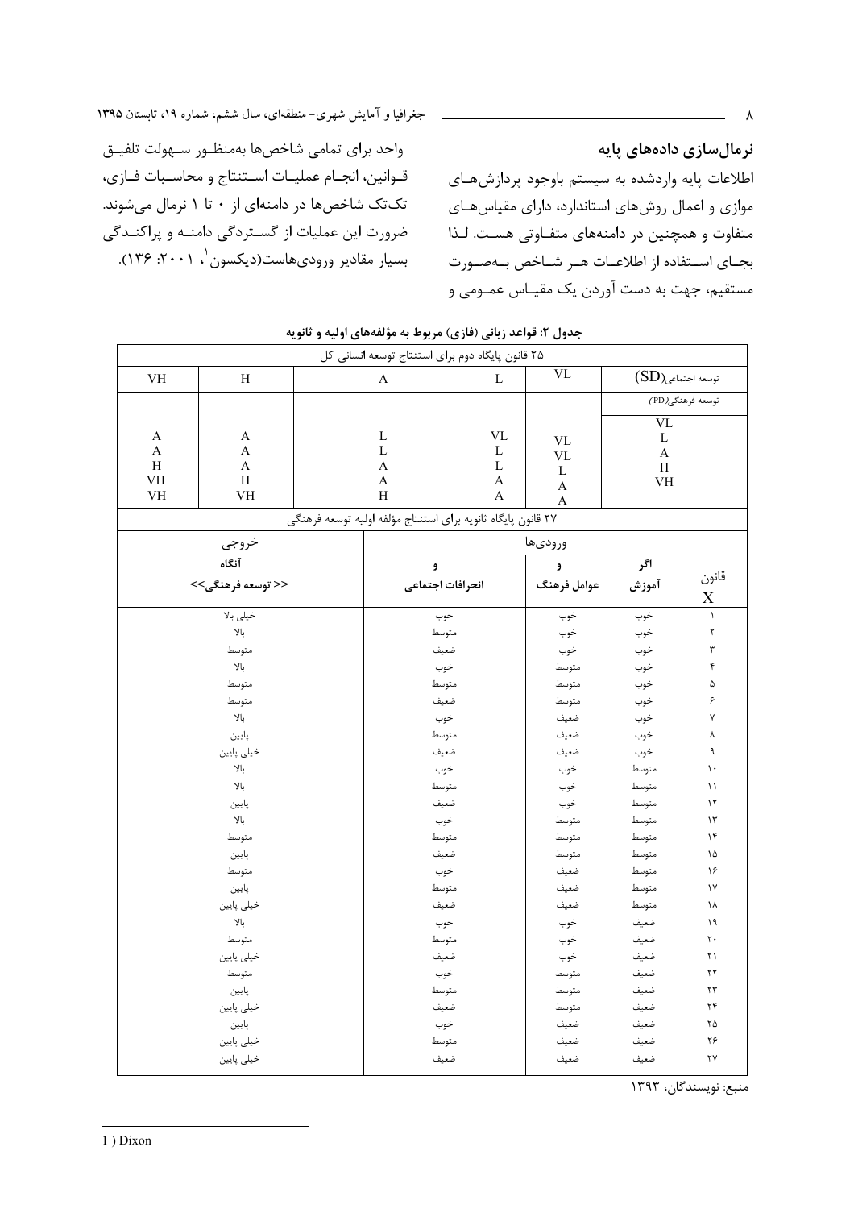## نرمال‌سازی داده‌های پایه

اطلاعات پایه واردشده به سیستم باوجود پردازش‌های موازی و اعمال روش‌های استاندارد، دارای مقیاس‌های متفاوت و همچنین در دامنه‌های متفاوتی هست. لذا بجای استفاده از اطلاعات هر شاخص به‌صورت مستقیم، جهت به دست آوردن یک مقیاس عمومی و واحد برای تمامی شاخص‌ها به‌منظور سهولت تلفیق قوانین، انجام عملیات استنتاج و محاسبات فازی، تک‌تک شاخص‌ها در دامنه‌ای از ۰ تا ۱ نرمال می‌شوند. ضرورت این عملیات از گستردگی دامنه و پراکندگی بسیار مقادیر ورودی‌هاست(دیکسون[1]، ۲۰۰۱: ۱۳۶).

**جدول ۲: قواعد زبانی (فازی) مربوط به مؤلفه‌های اولیه و ثانویه**

۲۵ قانون پایگاه دوم برای استنتاج توسعه انسانی کل

| توسعه اجتماعی(SD) / توسعه فرهنگی(PD) | VL | L | A | H | VH |
|---|---|---|---|---|---|
| VL | VL | VL | L | A | A |
| L | VL | L | L | A | A |
| A | L | L | A | A | H |
| H | A | A | A | H | VH |
| VH | A | A | H | VH | VH |

۲۷ قانون پایگاه ثانویه برای استنتاج مؤلفه اولیه توسعه فرهنگی

| قانون X | اگر آموزش | و عوامل فرهنگ | و انحرافات اجتماعی | آنگاه << توسعه فرهنگی>> |
|---|---|---|---|---|
| ۱ | خوب | خوب | خوب | خیلی بالا |
| ۲ | خوب | خوب | متوسط | بالا |
| ۳ | خوب | خوب | ضعیف | متوسط |
| ۴ | خوب | متوسط | خوب | بالا |
| ۵ | خوب | متوسط | متوسط | متوسط |
| ۶ | خوب | متوسط | ضعیف | متوسط |
| ۷ | خوب | ضعیف | خوب | بالا |
| ۸ | خوب | ضعیف | متوسط | پایین |
| ۹ | خوب | ضعیف | ضعیف | خیلی پایین |
| ۱۰ | متوسط | خوب | خوب | بالا |
| ۱۱ | متوسط | خوب | متوسط | بالا |
| ۱۲ | متوسط | خوب | ضعیف | پایین |
| ۱۳ | متوسط | متوسط | خوب | بالا |
| ۱۴ | متوسط | متوسط | متوسط | متوسط |
| ۱۵ | متوسط | متوسط | ضعیف | پایین |
| ۱۶ | متوسط | ضعیف | خوب | متوسط |
| ۱۷ | متوسط | ضعیف | متوسط | پایین |
| ۱۸ | متوسط | ضعیف | ضعیف | خیلی پایین |
| ۱۹ | ضعیف | خوب | خوب | بالا |
| ۲۰ | ضعیف | خوب | متوسط | متوسط |
| ۲۱ | ضعیف | خوب | ضعیف | خیلی پایین |
| ۲۲ | ضعیف | متوسط | خوب | متوسط |
| ۲۳ | ضعیف | متوسط | متوسط | پایین |
| ۲۴ | ضعیف | متوسط | ضعیف | خیلی پایین |
| ۲۵ | ضعیف | ضعیف | خوب | پایین |
| ۲۶ | ضعیف | ضعیف | متوسط | خیلی پایین |
| ۲۷ | ضعیف | ضعیف | ضعیف | خیلی پایین |

منبع: نویسندگان، ۱۳۹۳

---

1 ) Dixon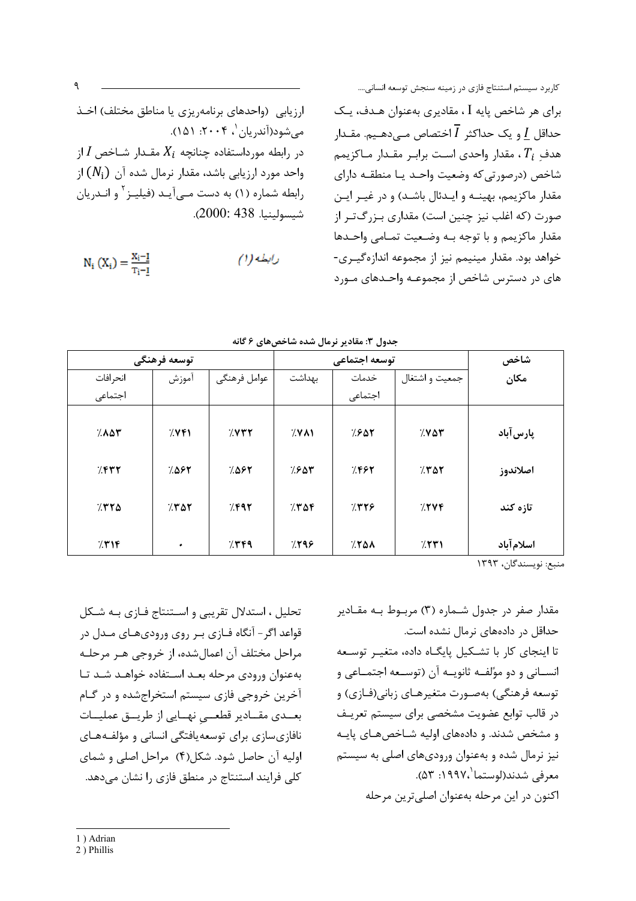برای هر شاخص پایه $I$ ، مقادیری به‌عنوان هدف، یک حداقل $\underline{I}$ و یک حداکثر $\overline{I}$ اختصاص می‌دهیم. مقدار هدفِ $T_i$ ، مقدار واحدی است برابر مقدار ماکزیمم شاخص (درصورتی‌که وضعیت واحد یا منطقه دارای مقدار ماکزیمم، بهینه و ایدئال باشد) و در غیر این صورت (که اغلب نیز چنین است) مقداری بزرگ‌تر از مقدار ماکزیمم و با توجه به وضعیت تمامی واحدها خواهد بود. مقدار مینیمم نیز از مجموعه اندازه‌گیری‌های در دسترس شاخص از مجموعه واحدهای مورد ارزیابی (واحدهای برنامه‌ریزی یا مناطق مختلف) اخذ می‌شود(آندریان[1]، ۲۰۰۴: ۱۵۱).

در رابطه مورداستفاده چنانچه $X_i$ مقدار شاخص $I$ از واحد مورد ارزیابی باشد، مقدار نرمال شده آن $(N_i)$ از رابطه شماره (۱) به دست می‌آید (فیلیز[2] و اندریان شیسولینیا. 438 :2000).

$$N_i\,(X_i) = \frac{X_i - \underline{I}}{T_i - \underline{I}} \qquad \text{رابطه (۱)}$$

**جدول ۳: مقادیر نرمال شده شاخص‌های ۶ گانه**

| شاخص | توسعه اجتماعی | | | توسعه فرهنگی | | |
|---|---|---|---|---|---|---|
| مکان | جمعیت و اشتغال | خدمات اجتماعی | بهداشت | عوامل فرهنگی | آموزش | انحرافات اجتماعی |
| **پارس‌آباد** | ٪۷۵۳ | ٪۶۵۲ | ٪۷۸۱ | ٪۷۳۲ | ٪۷۴۱ | ٪۸۵۳ |
| **اصلاندوز** | ٪۳۵۲ | ٪۴۶۲ | ٪۶۵۳ | ٪۵۶۲ | ٪۵۶۲ | ٪۴۳۲ |
| **تازه کند** | ٪۲۷۴ | ٪۳۲۶ | ٪۳۵۴ | ٪۴۹۲ | ٪۳۵۲ | ٪۳۲۵ |
| **اسلام‌آباد** | ٪۲۳۱ | ٪۲۵۸ | ٪۲۹۶ | ٪۳۴۹ | ۰ | ٪۳۱۴ |

منبع: نویسندگان، ۱۳۹۳

مقدار صفر در جدول شماره (۳) مربوط به مقادیر حداقل در داده‌های نرمال نشده است.

تا اینجای کار با تشکیل پایگاه داده، متغیر توسعه انسانی و دو مؤلفه ثانویه آن (توسعه اجتماعی و توسعه فرهنگی) به‌صورت متغیرهای زبانی(فازی) و در قالب توابع عضویت مشخصی برای سیستم تعریف و مشخص شدند. و داده‌های اولیه شاخص‌های پایه نیز نرمال شده و به‌عنوان ورودی‌های اصلی به سیستم معرفی شدند(لوستما[1]،۱۹۹۷: ۵۳).

اکنون در این مرحله به‌عنوان اصلی‌ترین مرحله تحلیل ، استدلال تقریبی و استنتاج فازی به شکل قواعد اگر- آنگاه فازی بر روی ورودی‌های مدل در مراحل مختلف آن اعمال‌شده، از خروجی هر مرحله به‌عنوان ورودی مرحله بعد استفاده خواهد شد تا آخرین خروجی فازی سیستم استخراج‌شده و در گام بعدی مقادیر قطعیِ نهایی از طریق عملیات نافازی‌سازی برای توسعه‌یافتگی انسانی و مؤلفه‌های اولیه آن حاصل شود. شکل(۴) مراحل اصلی و شمای کلی فرایند استنتاج در منطق فازی را نشان می‌دهد.

---

1 ) Adrian

2 ) Phillis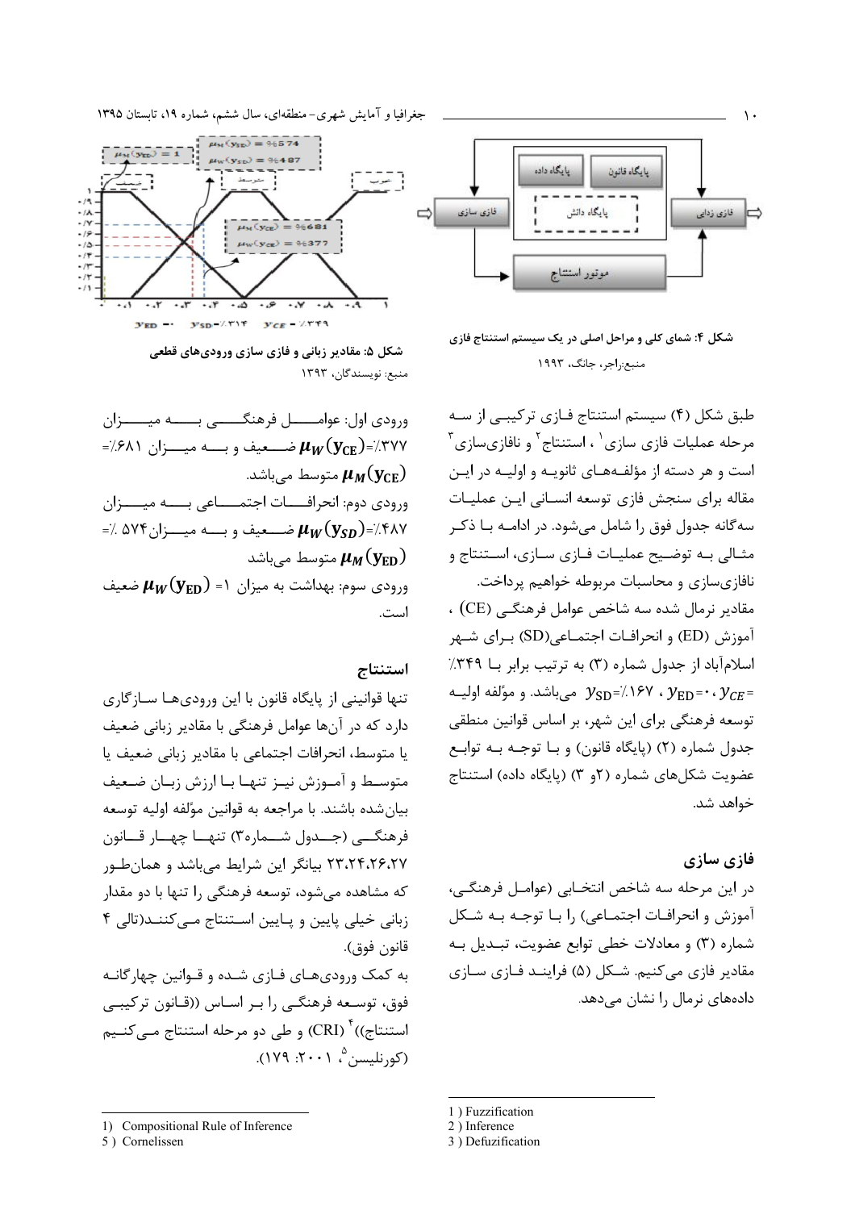فازی سازی

پایگاه داده

پایگاه قانون

پایگاه دانش

فازی زدایی

موتور استنتاج

**شکل ۴: شمای کلی و مراحل اصلی در یک سیستم استنتاج فازی**

منبع:راجر، جانگ، ۱۹۹۳

طبق شکل (۴) سیستم استنتاج فازی ترکیبی از سه مرحله عملیات فازی سازی[1]، استنتاج[2] و نافازی‌سازی[3] است و هر دسته از مؤلفه‌های ثانویه و اولیه در این مقاله برای سنجش فازی توسعه انسانی این عملیات سه‌گانه جدول فوق را شامل می‌شود. در ادامه با ذکر مثالی به توضیح عملیات فازی سازی، استنتاج و نافازی‌سازی و محاسبات مربوطه خواهیم پرداخت.

مقادیر نرمال شده سه شاخص عوامل فرهنگی (CE)، آموزش (ED) و انحرافات اجتماعی(SD) برای شهر اسلام‌آباد از جدول شماره (۳) به ترتیب برابر با ۳۴۹٪ $y_{CE}$=، $y_{ED}$=۰، $y_{SD}$=۱۶۷٪ می‌باشد. و مؤلفه اولیه توسعه فرهنگی برای این شهر، بر اساس قوانین منطقی جدول شماره (۲) (پایگاه قانون) و با توجه به توابع عضویت شکل‌های شماره (۲و ۳) (پایگاه داده) استنتاج خواهد شد.

## فازی سازی

در این مرحله سه شاخص انتخابی (عوامل فرهنگی، آموزش و انحرافات اجتماعی) را با توجه به شکل شماره (۳) و معادلات خطی توابع عضویت، تبدیل به مقادیر فازی می‌کنیم. شکل (۵) فرایند فازی سازی داده‌های نرمال را نشان می‌دهد.

$\mu_M(y_{ED}) = 1$

$\mu_M(y_{SD}) = \%574$

$\mu_W(y_{SD}) = \%487$

$\mu_M(y_{CE}) = \%681$

$\mu_W(y_{CE}) = \%377$

ضعیف

متوسط

خوب

۰/۹ ۰/۸ ۰/۷ ۰/۶ ۰/۵ ۰/۴ ۰/۳ ۰/۲ ۰/۱

۰/۰۱ ۰/۲ ۰/۳ ۰/۴ ۰/۵ ۰/۶ ۰/۷ ۰/۸ ۰/۹ ۱

$y_{ED}$ = ۰   $y_{SD}$ = ٪۳۱۴   $y_{CE}$ = ٪۳۴۹

**شکل ۵: مقادیر زبانی و فازی سازی ورودی‌های قطعی**

منبع: نویسندگان، ۱۳۹۳

ورودی اول: عوامل فرهنگی به میزان $\mu_W(\mathbf{y_{CE}})$=٪۳۷۷ ضعیف و به میزان ٪۶۸۱= $\mu_M(\mathbf{y_{CE}})$ متوسط می‌باشد.

ورودی دوم: انحرافات اجتماعی به میزان $\mu_W(\mathbf{y_{SD}})$=٪۴۸۷ ضعیف و به میزان ٪۵۷۴= $\mu_M(\mathbf{y_{ED}})$ متوسط می‌باشد

ورودی سوم: بهداشت به میزان ۱= $\mu_W(\mathbf{y_{ED}})$ ضعیف است.

## استنتاج

تنها قوانینی از پایگاه قانون با این ورودی‌ها سازگاری دارد که در آن‌ها عوامل فرهنگی با مقادیر زبانی ضعیف یا متوسط، انحرافات اجتماعی با مقادیر زبانی ضعیف یا متوسط و آموزش نیز تنها با ارزش زبان ضعیف بیان‌شده باشند. با مراجعه به قوانین مؤلفه اولیه توسعه فرهنگی (جدول شماره۳) تنها چهار قانون ۲۳،۲۴،۲۶،۲۷ بیانگر این شرایط می‌باشد و همان‌طور که مشاهده می‌شود، توسعه فرهنگی را تنها با دو مقدار زبانی خیلی پایین و پایین استنتاج می‌کنند(تالی ۴ قانون فوق).

به کمک ورودی‌های فازی شده و قوانین چهارگانه فوق، توسعه فرهنگی را بر اساس ((قانون ترکیبی استنتاج))[4] (CRI) و طی دو مرحله استنتاج می‌کنیم (کورنلیسن[5]، ۲۰۰۱: ۱۷۹).

---

1 ) Fuzzification
2 ) Inference
3 ) Defuzification

1) Compositional Rule of Inference
5 ) Cornelissen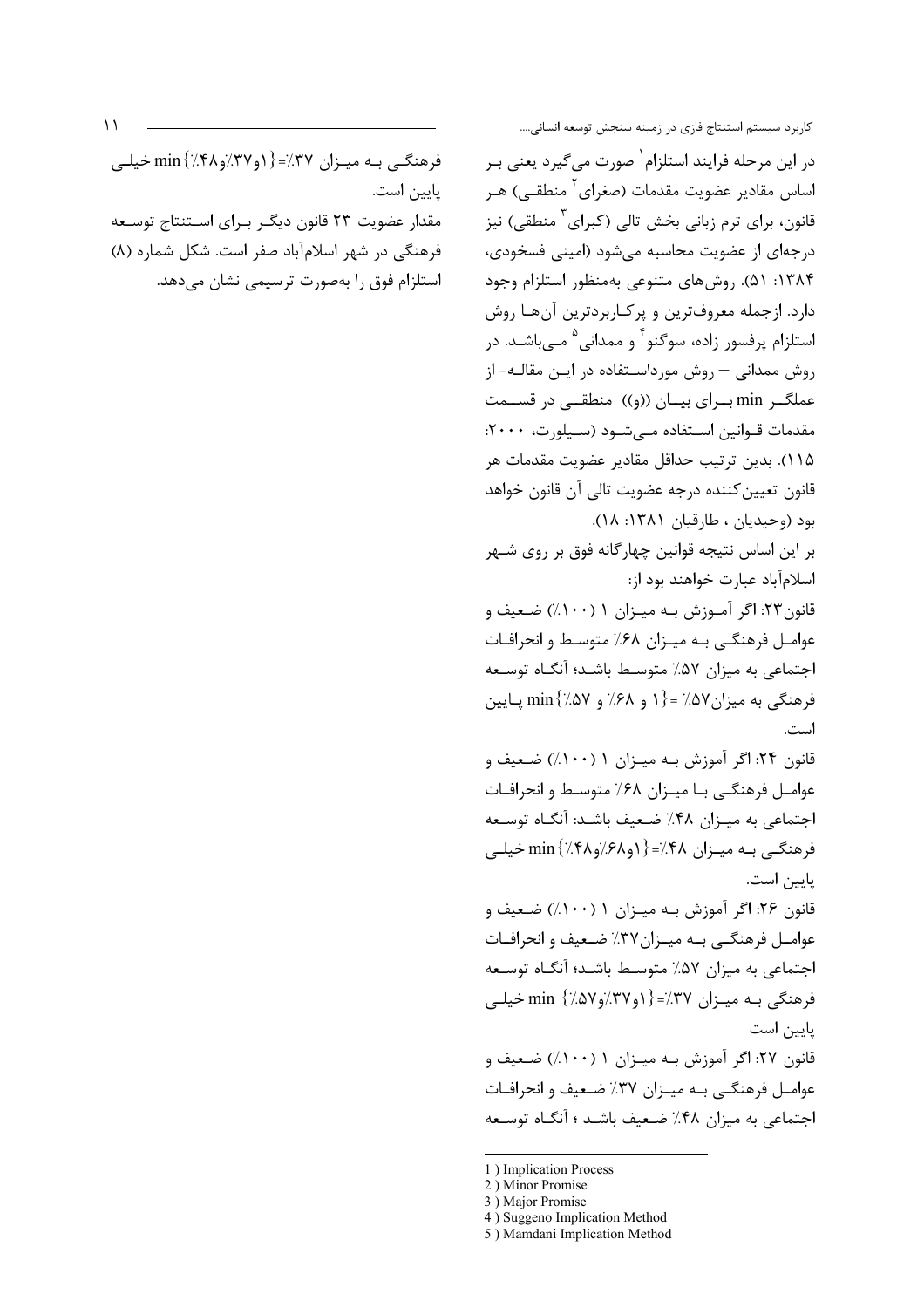در این مرحله فرایند استلزام[1] صورت می‌گیرد یعنی بر اساس مقادیر عضویت مقدمات (صغرای[2] منطقی) هر قانون، برای ترم زبانی بخش تالی (کبرای[3] منطقی) نیز درجه‌ای از عضویت محاسبه می‌شود (امینی فسخودی، ۱۳۸۴: ۵۱). روش‌های متنوعی به‌منظور استلزام وجود دارد. ازجمله معروف‌ترین و پرکاربردترین آن‌ها روش استلزام پرفسور زاده، سوگنو[4] و ممدانی[5] می‌باشد. در روش ممدانی – روش مورداستفاده در این مقاله- از عملگر min برای بیان ((و)) منطقی در قسمت مقدمات قوانین استفاده می‌شود (سیلورت، ۲۰۰۰: ۱۱۵). بدین ترتیب حداقل مقادیر عضویت مقدمات هر قانون تعیین‌کننده درجه عضویت تالی آن قانون خواهد بود (وحیدیان ، طارقیان ۱۳۸۱: ۱۸).

بر این اساس نتیجه قوانین چهارگانه فوق بر روی شهر اسلام‌آباد عبارت خواهند بود از:

قانون۲۳: اگر آموزش به میزان ۱ (۱۰۰٪) ضعیف و عوامل فرهنگی به میزان ۶۸٪ متوسط و انحرافات اجتماعی به میزان ۵۷٪ متوسط باشد؛ آنگاه توسعه فرهنگی به میزان۵۷٪ =$\{$۱ و ۶۸٪ و ۵۷٪$\}$min پایین است.

قانون ۲۴: اگر آموزش به میزان ۱ (۱۰۰٪) ضعیف و عوامل فرهنگی با میزان ۶۸٪ متوسط و انحرافات اجتماعی به میزان ۴۸٪ ضعیف باشد: آنگاه توسعه فرهنگی به میزان ۴۸٪=$\{$۱و۶۸٪و۴۸٪$\}$min خیلی پایین است.

قانون ۲۶: اگر آموزش به میزان ۱ (۱۰۰٪) ضعیف و عوامل فرهنگی به میزان۳۷٪ ضعیف و انحرافات اجتماعی به میزان ۵۷٪ متوسط باشد؛ آنگاه توسعه فرهنگی به میزان ۳۷٪=$\{$۱و۳۷٪و۵۷٪$\}$ min خیلی پایین است

قانون ۲۷: اگر آموزش به میزان ۱ (۱۰۰٪) ضعیف و عوامل فرهنگی به میزان ۳۷٪ ضعیف و انحرافات اجتماعی به میزان ۴۸٪ ضعیف باشد ؛ آنگاه توسعه فرهنگی به میزان ۳۷٪=$\{$۱و۳۷٪و۴۸٪$\}$min خیلی پایین است.

مقدار عضویت ۲۳ قانون دیگر برای استنتاج توسعه فرهنگی در شهر اسلام‌آباد صفر است. شکل شماره (۸) استلزام فوق را به‌صورت ترسیمی نشان می‌دهد.

---

1 ) Implication Process

2 ) Minor Promise

3 ) Major Promise

4 ) Suggeno Implication Method

5 ) Mamdani Implication Method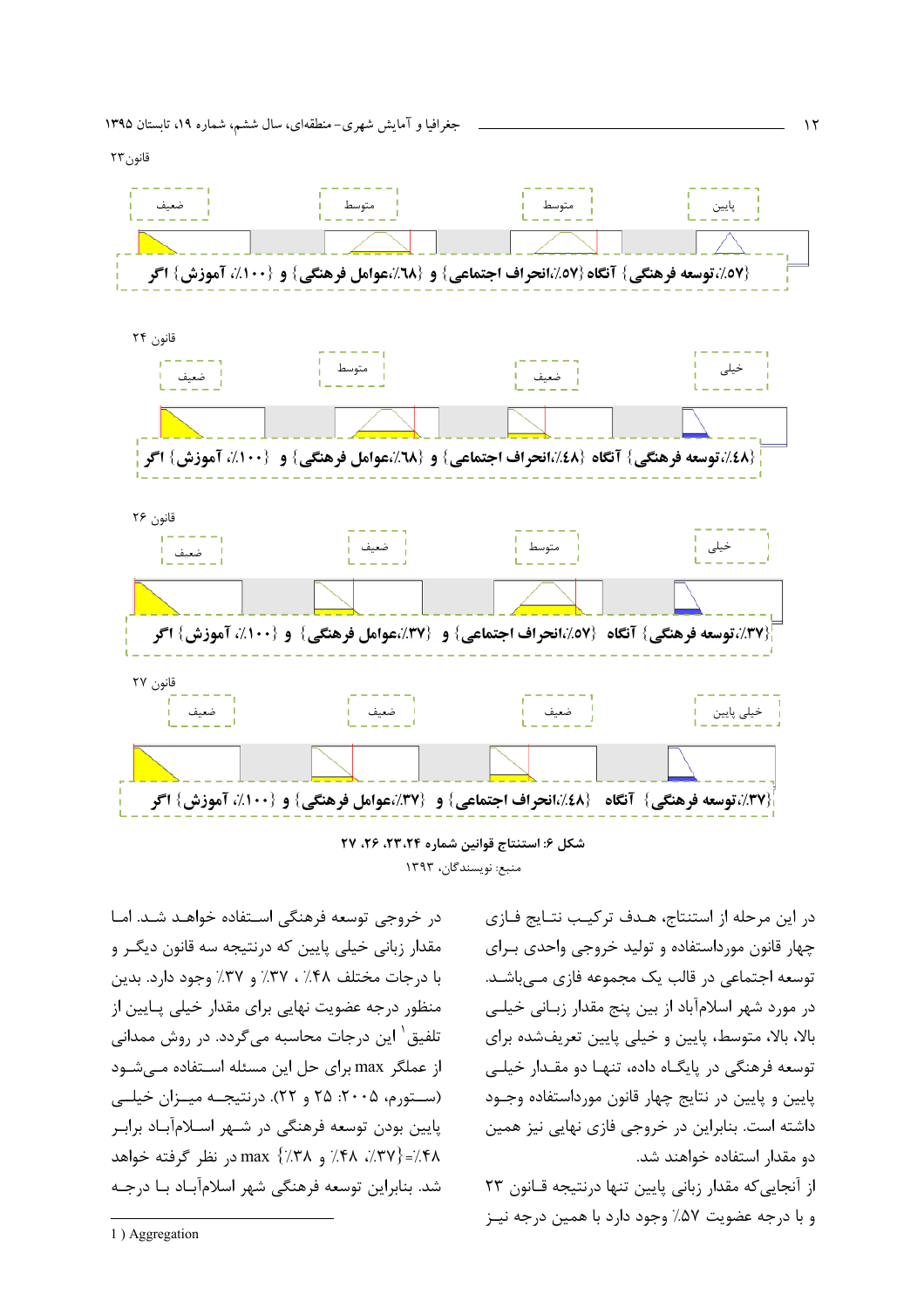قانون ۲۳

ضعیف

متوسط

متوسط

پایین

اگر {آموزش ٪۱۰۰} و {عوامل فرهنگی ٪۶۸} و {انحراف اجتماعی ٪۵۷} آنگاه {توسعه فرهنگی ٪۵۷}

قانون ۲۴

ضعیف

متوسط

ضعیف

خیلی

اگر {آموزش ٪۱۰۰} و {عوامل فرهنگی ٪۶۸} و {انحراف اجتماعی ٪۴۸} آنگاه {توسعه فرهنگی ٪۴۸}

قانون ۲۶

ضعیف

ضعیف

متوسط

خیلی

اگر {آموزش ٪۱۰۰} و {عوامل فرهنگی ٪۳۷} و {انحراف اجتماعی ٪۵۷} آنگاه {توسعه فرهنگی ٪۳۷}

قانون ۲۷

ضعیف

ضعیف

ضعیف

خیلی پایین

اگر {آموزش ٪۱۰۰} و {عوامل فرهنگی ٪۳۷} و {انحراف اجتماعی ٪۴۸} آنگاه {توسعه فرهنگی ٪۳۷}

**شکل ۶: استنتاج قوانین شماره ۲۴، ۲۳، ۲۶، ۲۷**

منبع: نویسندگان، ۱۳۹۳

در این مرحله از استنتاج، هدف ترکیب نتایج فازی چهار قانون مورداستفاده و تولید خروجی واحدی برای توسعه اجتماعی در قالب یک مجموعه فازی می‌باشد. در مورد شهر اسلام‌آباد از بین پنج مقدار زبانی خیلی بالا، بالا، متوسط، پایین و خیلی پایین تعریف‌شده برای توسعه فرهنگی در پایگاه داده، تنها دو مقدار خیلی پایین و پایین در نتایج چهار قانون مورداستفاده وجود داشته است. بنابراین در خروجی فازی نهایی نیز همین دو مقدار استفاده خواهند شد.

از آنجایی‌که مقدار زبانی پایین تنها درنتیجه قانون ۲۳ و با درجه عضویت ٪۵۷ وجود دارد با همین درجه نیز در خروجی توسعه فرهنگی استفاده خواهد شد. اما مقدار زبانی خیلی پایین که درنتیجه سه قانون دیگر و با درجات مختلف ٪۴۸ ، ٪۳۷ و ٪۳۷ وجود دارد. بدین منظور درجه عضویت نهایی برای مقدار خیلی پایین از تلفیق[1] این درجات محاسبه می‌گردد. در روش ممدانی از عملگر max برای حل این مسئله استفاده می‌شود (ستورم، ۲۰۰۵: ۲۵ و ۲۲). درنتیجه میزان خیلی پایین بودن توسعه فرهنگی در شهر اسلام‌آباد برابر ٪۴۸={٪۳۷، ٪۴۸ و ٪۳۸} max در نظر گرفته خواهد شد. بنابراین توسعه فرهنگی شهر اسلام‌آباد با درجه

1 ) Aggregation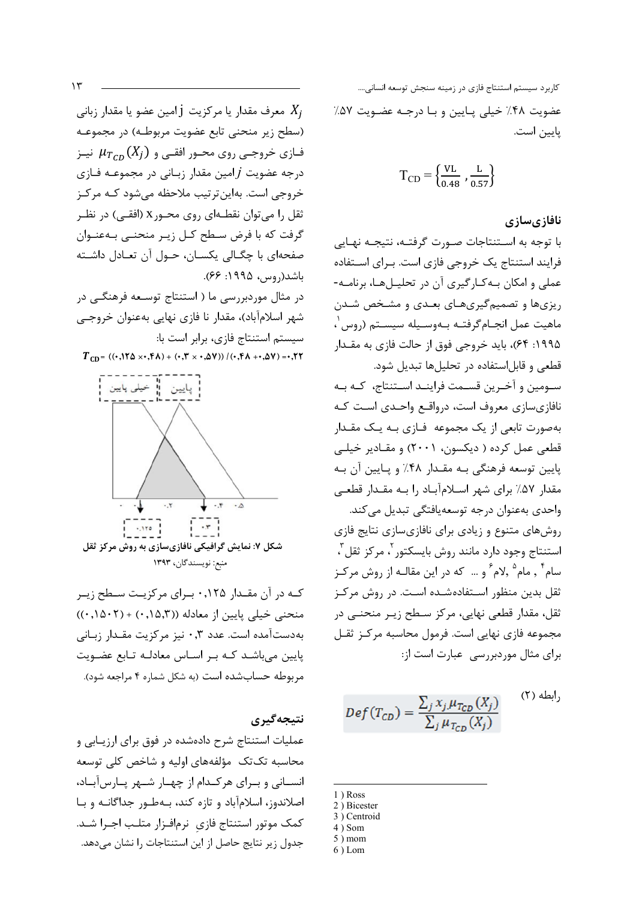عضویت ۴۸٪ خیلی پایین و با درجه عضویت ۵۷٪ پایین است.

$$T_{CD} = \left\{\frac{VL}{0.48}, \frac{L}{0.57}\right\}$$

### نافازی‌سازی

با توجه به استنتاجات صورت گرفته، نتیجه نهایی فرایند استنتاج یک خروجی فازی است. برای استفاده عملی و امکان به‌کارگیری آن در تحلیل‌ها، برنامه‌ریزی‌ها و تصمیم‌گیری‌های بعدی و مشخص شدن ماهیت عمل انجام‌گرفته به‌وسیله سیستم (روس[1]، ۱۹۹۵: ۶۴)، باید خروجی فوق از حالت فازی به مقدار قطعی و قابل‌استفاده در تحلیل‌ها تبدیل شود.

سومین و آخرین قسمت فرایند استنتاج، که به نافازی‌سازی معروف است، درواقع واحدی است که به‌صورت تابعی از یک مجموعه فازی به یک مقدار قطعی عمل کرده ( دیکسون، ۲۰۰۱) و مقادیر خیلی پایین توسعه فرهنگی به مقدار ۴۸٪ و پایین آن به مقدار ۵۷٪ برای شهر اسلام‌آباد را به مقدار قطعی واحدی به‌عنوان درجه توسعه‌یافتگی تبدیل می‌کند.

روش‌های متنوع و زیادی برای نافازی‌سازی نتایج فازی استنتاج وجود دارد مانند روش بایسکتور[2]، مرکز ثقل[3]، سام[4] , مام[5] ,لام[6] و ... که در این مقاله از روش مرکز ثقل بدین منظور استفاده‌شده است. در روش مرکز ثقل، مقدار قطعی نهایی، مرکز سطح زیر منحنی در مجموعه فازی نهایی است. فرمول محاسبه مرکز ثقل برای مثال موردبررسی عبارت است از:

رابطه (۲)

$$Def(T_{CD}) = \frac{\sum_j x_j.\mu_{T_{CD}}(X_j)}{\sum_j \mu_{T_{CD}}(X_j)}$$

$X_j$ معرف مقدار یا مرکزیت jامین عضو یا مقدار زبانی (سطح زیر منحنی تابع عضویت مربوطه) در مجموعه فازی خروجی روی محور افقی و $\mu_{T_{CD}}(X_j)$ نیز درجه عضویت jامین مقدار زبانی در مجموعه فازی خروجی است. به‌این‌ترتیب ملاحظه می‌شود که مرکز ثقل را می‌توان نقطه‌ای روی محور x (افقی) در نظر گرفت که با فرض سطح کل زیر منحنی به‌عنوان صفحه‌ای با چگالی یکسان، حول آن تعادل داشته باشد(روس، ۱۹۹۵: ۶۶).

در مثال موردبررسی ما ( استنتاج توسعه فرهنگی در شهر اسلام‌آباد)، مقدار نا فازی نهایی به‌عنوان خروجی سیستم استنتاج فازی، برابر است با:

$T_{CD}$= ((۰,۱۲۵ ×۰,۴۸) + (۰,۳ × ۰,۵۷)) / (۰,۴۸ +۰,۵۷) =۰,۲۲

خیلی پایین
پایین
۰
۰,۲
۰,۴
۰,۵
۰,۱۲۵
۰,۳

**شکل ۷: نمایش گرافیکی نافازی‌سازی به روش مرکز ثقل**

منبع: نویسندگان، ۱۳۹۳

که در آن مقدار ۰,۱۲۵ برای مرکزیت سطح زیر منحنی خیلی پایین از معادله ((۰,۱۵,۳) + (۰,۱۵۰۲)) به‌دست‌آمده است. عدد ۰,۳ نیز مرکزیت مقدار زبانی پایین می‌باشد که بر اساس معادله تابع عضویت مربوطه حساب‌شده است (به شکل شماره ۴ مراجعه شود).

### نتیجه‌گیری

عملیات استنتاج شرح داده‌شده در فوق برای ارزیابی و محاسبه تک‌تک مؤلفه‌های اولیه و شاخص کلی توسعه انسانی و برای هرکدام از چهار شهر پارس‌آباد، اصلاندوز، اسلام‌آباد و تازه کند، به‌طور جداگانه و با کمک موتور استنتاج فازی نرم‌افزار متلب اجرا شد. جدول زیر نتایج حاصل از این استنتاجات را نشان می‌دهد.

---

1 ) Ross
2 ) Bicester
3 ) Centroid
4 ) Som
5 ) mom
6 ) Lom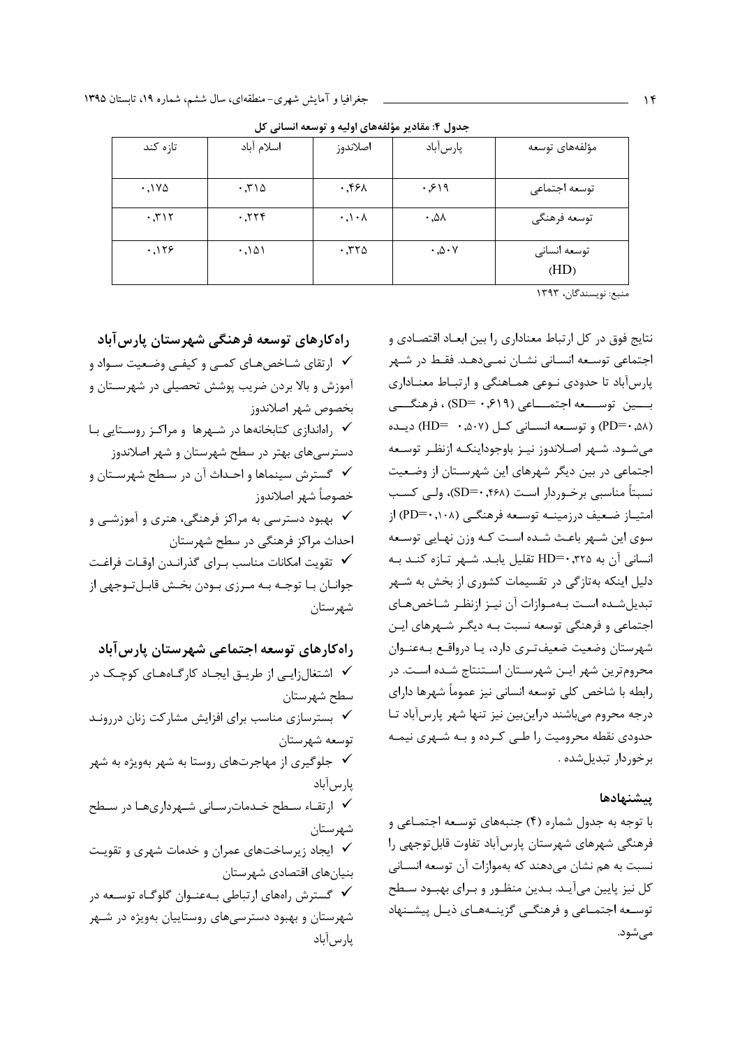جدول ۴: مقادیر مؤلفه‌های اولیه و توسعه انسانی کل

| مؤلفه‌های توسعه | پارس‌آباد | اصلاندوز | اسلام آباد | تازه کند |
|---|---|---|---|---|
| توسعه اجتماعی | ۰،۶۱۹ | ۰،۴۶۸ | ۰،۳۱۵ | ۰،۱۷۵ |
| توسعه فرهنگی | ۰،۵۸ | ۰،۱۰۸ | ۰،۲۲۴ | ۰،۳۱۲ |
| توسعه انسانی (HD) | ۰،۵۰۷ | ۰،۳۲۵ | ۰،۱۵۱ | ۰،۱۲۶ |

منبع: نویسندگان، ۱۳۹۳

نتایج فوق در کل ارتباط معناداری را بین ابعاد اقتصادی و اجتماعی توسعه انسانی نشان نمی‌دهد. فقط در شهر پارس‌آباد تا حدودی نوعی هماهنگی و ارتباط معناداری بین توسعه اجتماعی (SD= ۰،۶۱۹) ، فرهنگی (PD=۰،۵۸) و توسعه انسانی کل (HD= ۰،۵۰۷) دیده می‌شود. شهر اصلاندوز نیز باوجوداینکه ازنظر توسعه اجتماعی در بین دیگر شهرهای این شهرستان از وضعیت نسبتاً مناسبی برخوردار است (SD=۰،۴۶۸)، ولی کسب امتیاز ضعیف درزمینه توسعه فرهنگی (PD=۰،۱۰۸) از سوی این شهر باعث شده است که وزن نهایی توسعه انسانی آن به HD=۰،۳۲۵ تقلیل یابد. شهر تازه کند به دلیل اینکه به‌تازگی در تقسیمات کشوری از بخش به شهر تبدیل‌شده است به‌موازات آن نیز ازنظر شاخص‌های اجتماعی و فرهنگی توسعه نسبت به دیگر شهرهای این شهرستان وضعیت ضعیف‌تری دارد، یا درواقع به‌عنوان محروم‌ترین شهر این شهرستان استنتاج شده است. در رابطه با شاخص کلی توسعه انسانی نیز عموماً شهرها دارای درجه محروم می‌باشند دراین‌بین نیز تنها شهر پارس‌آباد تا حدودی نقطه محرومیت را طی کرده و به شهری نیمه برخوردار تبدیل‌شده .

## پیشنهادها

با توجه به جدول شماره (۴) جنبه‌های توسعه اجتماعی و فرهنگی شهرهای شهرستان پارس‌آباد تفاوت قابل‌توجهی را نسبت به هم نشان می‌دهند که به‌موازات آن توسعه انسانی کل نیز پایین می‌آید. بدین منظور و برای بهبود سطح توسعه اجتماعی و فرهنگی گزینه‌های ذیل پیشنهاد می‌شود.

### راه‌کارهای توسعه فرهنگی شهرستان پارس‌آباد

- ✓ ارتقای شاخص‌های کمی و کیفی وضعیت سواد و آموزش و بالا بردن ضریب پوشش تحصیلی در شهرستان و بخصوص شهر اصلاندوز
- ✓ راه‌اندازی کتابخانه‌ها در شهرها و مراکز روستایی با دسترسی‌های بهتر در سطح شهرستان و شهر اصلاندوز
- ✓ گسترش سینماها و احداث آن در سطح شهرستان و خصوصاً شهر اصلاندوز
- ✓ بهبود دسترسی به مراکز فرهنگی، هنری و آموزشی و احداث مراکز فرهنگی در سطح شهرستان
- ✓ تقویت امکانات مناسب برای گذراندن اوقات فراغت جوانان با توجه به مرزی بودن بخش قابل‌توجهی از شهرستان

### راه‌کارهای توسعه اجتماعی شهرستان پارس‌آباد

- ✓ اشتغال‌زایی از طریق ایجاد کارگاه‌های کوچک در سطح شهرستان
- ✓ بسترسازی مناسب برای افزایش مشارکت زنان درروند توسعه شهرستان
- ✓ جلوگیری از مهاجرت‌های روستا به شهر به‌ویژه به شهر پارس‌آباد
- ✓ ارتقاء سطح خدمات‌رسانی شهرداری‌ها در سطح شهرستان
- ✓ ایجاد زیرساخت‌های عمران و خدمات شهری و تقویت بنیان‌های اقتصادی شهرستان
- ✓ گسترش راه‌های ارتباطی به‌عنوان گلوگاه توسعه در شهرستان و بهبود دسترسی‌های روستاییان به‌ویژه در شهر پارس‌آباد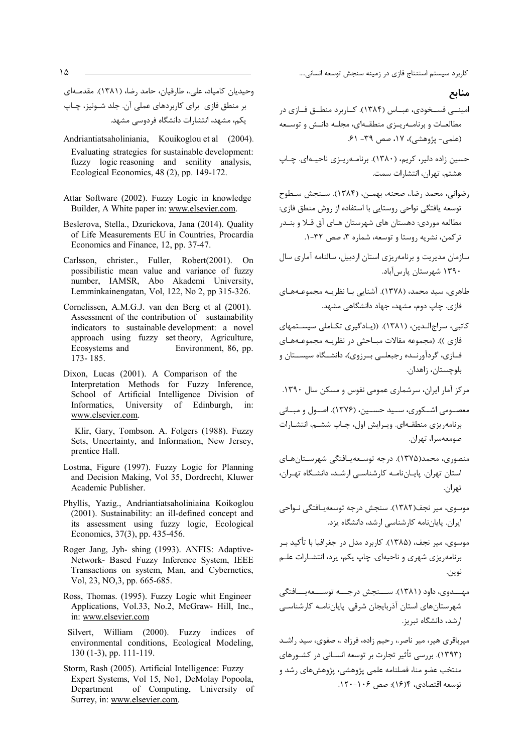## منابع

امینـی فسـخودی، عبـاس (۱۳۸۴). کـاربرد منطـق فـازی در مطالعـات و برنامـه‌ریـزی منطقـه‌ای، مجلـه دانـش و توسـعه (علمی- پژوهشی)، ۱۷، صص ۳۹- ۶۱.

حسین زاده دلیر، کریم، (۱۳۸۰). برنامـه‌ریـزی ناحیـه‌ای. چـاپ هشتم، تهران، انتشارات سمت.

رضوانی، محمد رضا، صحنه، بهمـن، (۱۳۸۴). سـنجش سـطوح توسعه یافتگی نواحی روستایی با استفاده از روش منطق فازی: مطالعه موردی: دهستان های شهرستان هـای آق قـلا و بنـدر ترکمن، نشریه روستا و توسعه، شماره ۳، صص ۳۲-۱.

سازمان مدیریت و برنامه‌ریزی استان اردبیل، سالنامه آماری سال ۱۳۹۰ شهرستان پارس‌آباد.

طاهری، سید محمد، (۱۳۷۸). آشنایی بـا نظریـه مجموعـه‌هـای فازی. چاپ دوم، مشهد، جهاد دانشگاهی مشهد.

کاتبی، سراج‌الـدین، (۱۳۸۱). ((یـادگیری تکـاملی سیسـتمهای فازی )). (مجموعه مقالات مبـاحثی در نظریـه مجموعـه‌هـای فـازی، گردآورنـده رجبعلـی بـرزوی)، دانشـگاه سیسـتان و بلوچستان، زاهدان.

مرکز آمار ایران، سرشماری عمومی نفوس و مسکن سال ۱۳۹۰.

معصـومی اشـکوری، سـید حسـین، (۱۳۷۶). اصـول و مبـانی برنامه‌ریزی منطقـه‌ای. ویـرایش اول، چـاپ ششـم، انتشـارات صومعه‌سرا، تهران.

منصوری، محمد(۱۳۷۵). درجه توسـعه‌یـافتگی شهرسـتان‌هـای استان تهران. پایـان‌نامـه کارشناسـی ارشـد، دانشـگاه تهـران، تهران.

موسوی، میر نجف(۱۳۸۲). سنجش درجه توسعه‌یـافتگی نـواحی ایران. پایان‌نامه کارشناسی ارشد، دانشگاه یزد.

موسوی، میر نجف، (۱۳۸۵). کاربرد مدل در جغرافیا با تأکید بـر برنامه‌ریزی شهری و ناحیه‌ای. چاپ یکم، یزد، انتشـارات علـم نوین.

مهـــدوی، داود (۱۳۸۱). ســـنجش درجـــه توســـعه‌یـــافتگی شهرستان‌های استان آذربایجان شرقی. پایان‌نامـه کارشناسـی ارشد، دانشگاه تبریز.

میرباقری هیر، میر ناصر،، رحیم زاده، فرزاد ،، صفوی، سید راشـد (۱۳۹۳). بررسی تأثیر تجارت بر توسعه انسـانی در کشـورهای منتخب عضو منا، فصلنامه علمی پژوهشی، پژوهش‌های رشد و توسعه اقتصادی، ۴(۱۶): صص ۱۰۶-۱۲۰.

وحیدیان کامیاد، علی،، طارقیان، حامد رضا، (۱۳۸۱). مقدمـه‌ای بر منطق فازی برای کاربردهای عملی آن. جلد شـونیز، چـاپ یکم، مشهد، انتشارات دانشگاه فردوسی مشهد.

Andriantiatsaholiniania, Kouikoglou et al (2004). Evaluating strategies for sustainable development: fuzzy logic reasoning and senility analysis, Ecological Economics, 48 (2), pp. 149-172.

Attar Software (2002). Fuzzy Logic in knowledge Builder, A White paper in: www.elsevier.com.

Beslerova, Stella., Dzurickova, Jana (2014). Quality of Life Measurements EU in Countries, Procardia Economics and Finance, 12, pp. 37-47.

Carlsson, christer., Fuller, Robert(2001). On possibilistic mean value and variance of fuzzy number, IAMSR, Abo Akademi University, Lemminkainengatan, Vol, 122, No 2, pp 315-326.

Cornelissen, A.M.G.J. van den Berg et al (2001). Assessment of the contribution of sustainability indicators to sustainable development: a novel approach using fuzzy set theory, Agriculture, Ecosystems and Environment, 86, pp. 173- 185.

Dixon, Lucas (2001). A Comparison of the Interpretation Methods for Fuzzy Inference, School of Artificial Intelligence Division of Informatics, University of Edinburgh, in: www.elsevier.com.

Klir, Gary, Tombson. A. Folgers (1988). Fuzzy Sets, Uncertainty, and Information, New Jersey, prentice Hall.

Lostma, Figure (1997). Fuzzy Logic for Planning and Decision Making, Vol 35, Dordrecht, Kluwer Academic Publisher.

Phyllis, Yazig., Andriantiatsaholiniaina Koikoglou (2001). Sustainability: an ill-defined concept and its assessment using fuzzy logic, Ecological Economics, 37(3), pp. 435-456.

Roger Jang, Jyh- shing (1993). ANFIS: Adaptive-Network- Based Fuzzy Inference System, IEEE Transactions on system, Man, and Cybernetics, Vol, 23, NO,3, pp. 665-685.

Ross, Thomas. (1995). Fuzzy Logic whit Engineer Applications, Vol.33, No.2, McGraw- Hill, Inc., in: www.elsevier.com

Silvert, William (2000). Fuzzy indices of environmental conditions, Ecological Modeling, 130 (1-3), pp. 111-119.

Storm, Rash (2005). Artificial Intelligence: Fuzzy Expert Systems, Vol 15, No1, DeMolay Popoola, Department of Computing, University of Surrey, in: www.elsevier.com.